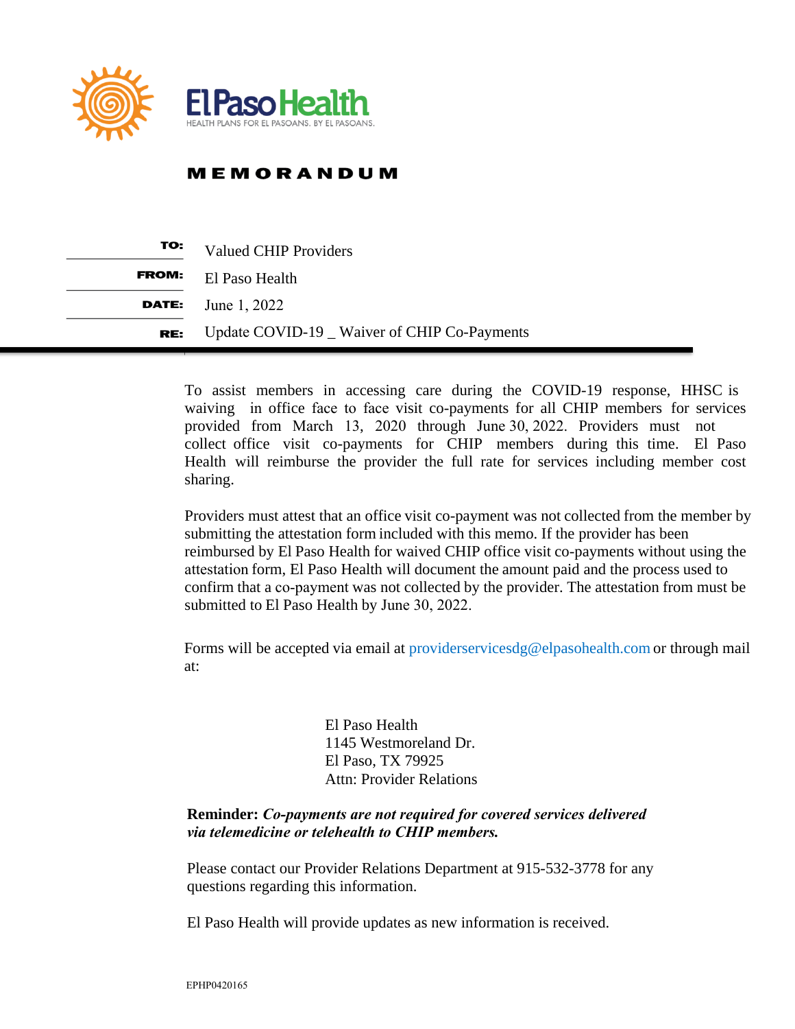El Paso Health

HEALTH PLANS FOR EL PASOANS. BY EL PASOANS.

# MEMORANDUM

**TO:** Valued CHIP Providers

**FROM:** El Paso Health

**DATE:** June 1, 2022

**RE:** Update COVID-19 _ Waiver of CHIP Co-Payments

---

To assist members in accessing care during the COVID-19 response, HHSC is waiving in office face to face visit co-payments for all CHIP members for services provided from March 13, 2020 through June 30, 2022. Providers must not collect office visit co-payments for CHIP members during this time. El Paso Health will reimburse the provider the full rate for services including member cost sharing.

Providers must attest that an office visit co-payment was not collected from the member by submitting the attestation form included with this memo. If the provider has been reimbursed by El Paso Health for waived CHIP office visit co-payments without using the attestation form, El Paso Health will document the amount paid and the process used to confirm that a co-payment was not collected by the provider. The attestation from must be submitted to El Paso Health by June 30, 2022.

Forms will be accepted via email at providerservicesdg@elpasohealth.com or through mail at:

El Paso Health
1145 Westmoreland Dr.
El Paso, TX 79925
Attn: Provider Relations

**Reminder:** ***Co-payments are not required for covered services delivered via telemedicine or telehealth to CHIP members.***

Please contact our Provider Relations Department at 915-532-3778 for any questions regarding this information.

El Paso Health will provide updates as new information is received.

EPHP0420165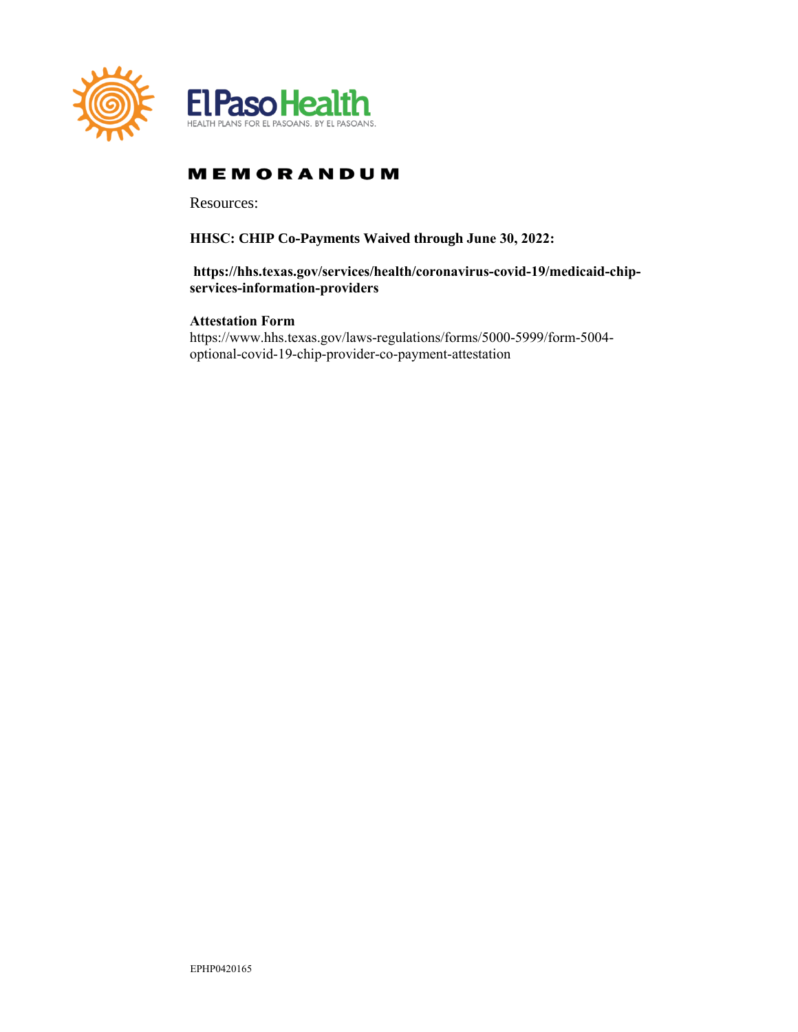# MEMORANDUM

Resources:

**HHSC: CHIP Co-Payments Waived through June 30, 2022:**

**https://hhs.texas.gov/services/health/coronavirus-covid-19/medicaid-chip-services-information-providers**

**Attestation Form**
https://www.hhs.texas.gov/laws-regulations/forms/5000-5999/form-5004-optional-covid-19-chip-provider-co-payment-attestation

EPHP0420165